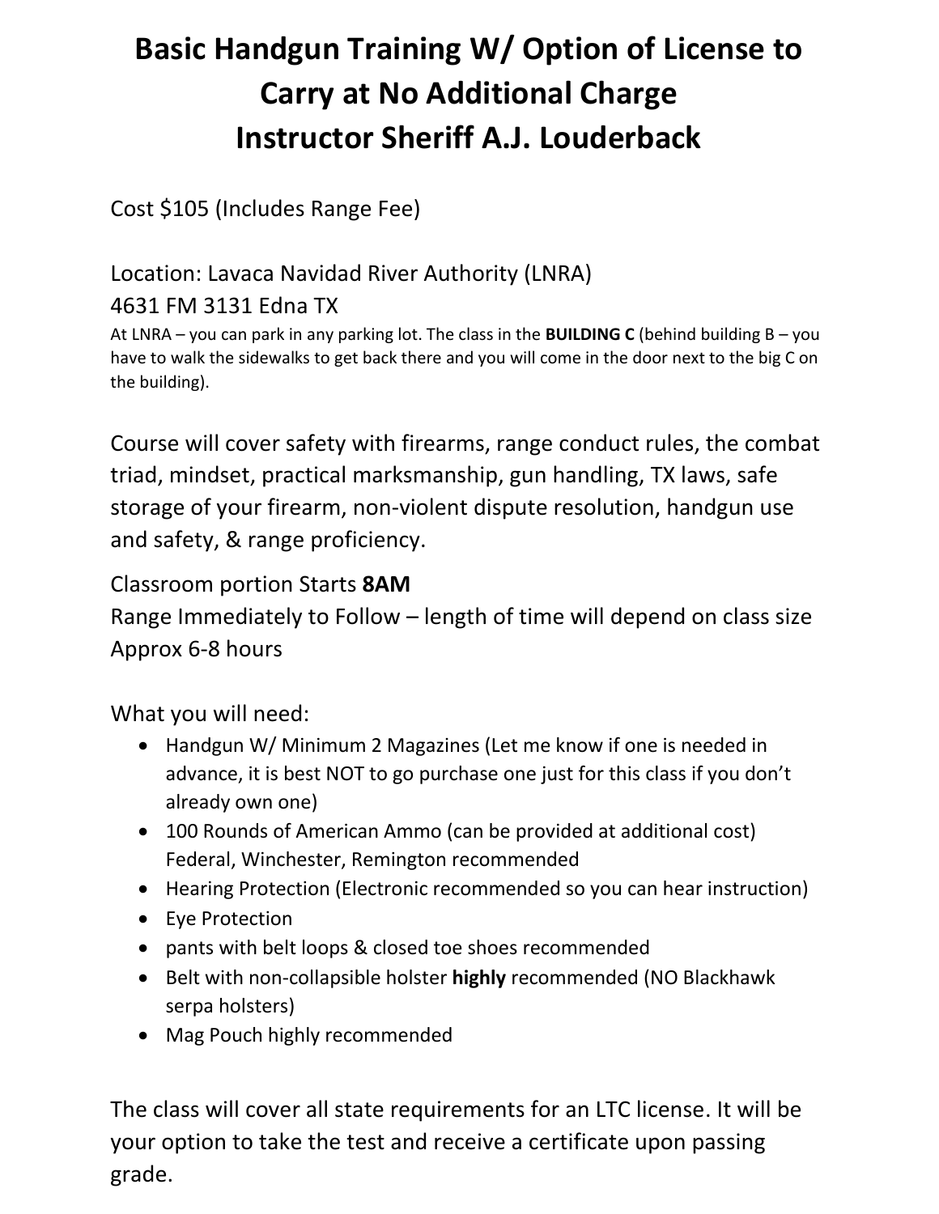# Basic Handgun Training W/ Option of License to Carry at No Additional Charge
# Instructor Sheriff A.J. Louderback

Cost $105 (Includes Range Fee)

Location: Lavaca Navidad River Authority (LNRA)
4631 FM 3131 Edna TX

At LNRA – you can park in any parking lot. The class in the **BUILDING C** (behind building B – you have to walk the sidewalks to get back there and you will come in the door next to the big C on the building).

Course will cover safety with firearms, range conduct rules, the combat triad, mindset, practical marksmanship, gun handling, TX laws, safe storage of your firearm, non-violent dispute resolution, handgun use and safety, & range proficiency.

Classroom portion Starts **8AM**
Range Immediately to Follow – length of time will depend on class size
Approx 6-8 hours

What you will need:

- Handgun W/ Minimum 2 Magazines (Let me know if one is needed in advance, it is best NOT to go purchase one just for this class if you don't already own one)
- 100 Rounds of American Ammo (can be provided at additional cost) Federal, Winchester, Remington recommended
- Hearing Protection (Electronic recommended so you can hear instruction)
- Eye Protection
- pants with belt loops & closed toe shoes recommended
- Belt with non-collapsible holster **highly** recommended (NO Blackhawk serpa holsters)
- Mag Pouch highly recommended

The class will cover all state requirements for an LTC license. It will be your option to take the test and receive a certificate upon passing grade.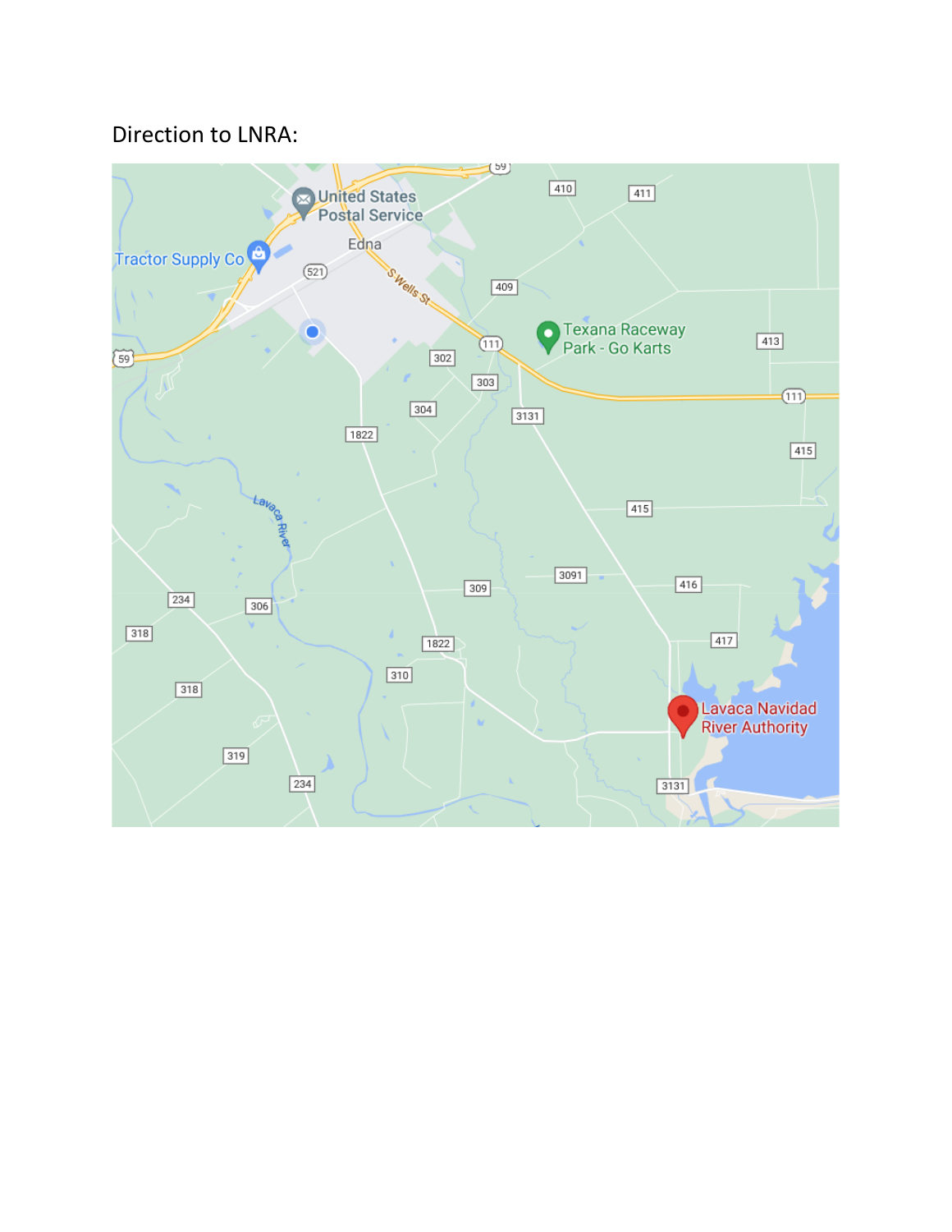Direction to LNRA:

United States Postal Service
Edna
Tractor Supply Co
S Wells St
Texana Raceway Park - Go Karts
Lavaca River
Lavaca Navidad River Authority
59
410
411
521
409
111
302
303
413
3131
304
1822
415
3091
309
416
234
306
318
417
310
319